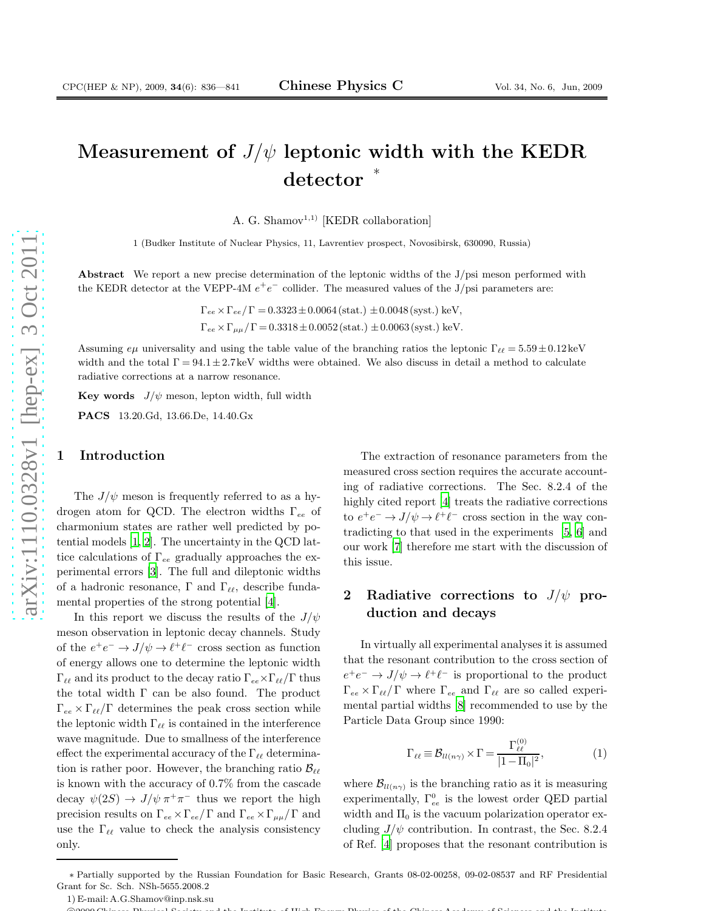# Measurement of $J/\psi$ leptonic width with the KEDR detector *

A. G. Shamov[1,1)] [KEDR collaboration]

1 (Budker Institute of Nuclear Physics, 11, Lavrentiev prospect, Novosibirsk, 630090, Russia)

**Abstract** We report a new precise determination of the leptonic widths of the J/psi meson performed with the KEDR detector at the VEPP-4M $e^+e^-$ collider. The measured values of the J/psi parameters are:

$$\Gamma_{ee}\times\Gamma_{ee}/\Gamma = 0.3323\pm0.0064\,(\mathrm{stat.})\pm0.0048\,(\mathrm{syst.})\,\mathrm{keV},$$

$$\Gamma_{ee}\times\Gamma_{\mu\mu}/\Gamma = 0.3318\pm0.0052\,(\mathrm{stat.})\pm0.0063\,(\mathrm{syst.})\,\mathrm{keV}.$$

Assuming $e\mu$ universality and using the table value of the branching ratios the leptonic $\Gamma_{\ell\ell} = 5.59\pm0.12\,\mathrm{keV}$ width and the total $\Gamma = 94.1\pm2.7\,\mathrm{keV}$ widths were obtained. We also discuss in detail a method to calculate radiative corrections at a narrow resonance.

**Key words** $J/\psi$ meson, lepton width, full width

**PACS** 13.20.Gd, 13.66.De, 14.40.Gx

## 1 Introduction

The $J/\psi$ meson is frequently referred to as a hydrogen atom for QCD. The electron widths $\Gamma_{ee}$ of charmonium states are rather well predicted by potential models [1, 2]. The uncertainty in the QCD lattice calculations of $\Gamma_{ee}$ gradually approaches the experimental errors [3]. The full and dileptonic widths of a hadronic resonance, $\Gamma$ and $\Gamma_{\ell\ell}$, describe fundamental properties of the strong potential [4].

In this report we discuss the results of the $J/\psi$ meson observation in leptonic decay channels. Study of the $e^+e^-\to J/\psi\to\ell^+\ell^-$ cross section as function of energy allows one to determine the leptonic width $\Gamma_{\ell\ell}$ and its product to the decay ratio $\Gamma_{ee}\times\Gamma_{\ell\ell}/\Gamma$ thus the total width $\Gamma$ can be also found. The product $\Gamma_{ee}\times\Gamma_{\ell\ell}/\Gamma$ determines the peak cross section while the leptonic width $\Gamma_{\ell\ell}$ is contained in the interference wave magnitude. Due to smallness of the interference effect the experimental accuracy of the $\Gamma_{\ell\ell}$ determination is rather poor. However, the branching ratio $\mathcal{B}_{\ell\ell}$ is known with the accuracy of 0.7% from the cascade decay $\psi(2S)\to J/\psi\,\pi^+\pi^-$ thus we report the high precision results on $\Gamma_{ee}\times\Gamma_{ee}/\Gamma$ and $\Gamma_{ee}\times\Gamma_{\mu\mu}/\Gamma$ and use the $\Gamma_{\ell\ell}$ value to check the analysis consistency only.

The extraction of resonance parameters from the measured cross section requires the accurate accounting of radiative corrections. The Sec. 8.2.4 of the highly cited report [4] treats the radiative corrections to $e^+e^-\to J/\psi\to\ell^+\ell^-$ cross section in the way contradicting to that used in the experiments [5, 6] and our work [7] therefore me start with the discussion of this issue.

## 2 Radiative corrections to $J/\psi$ production and decays

In virtually all experimental analyses it is assumed that the resonant contribution to the cross section of $e^+e^-\to J/\psi\to\ell^+\ell^-$ is proportional to the product $\Gamma_{ee}\times\Gamma_{\ell\ell}/\Gamma$ where $\Gamma_{ee}$ and $\Gamma_{\ell\ell}$ are so called experimental partial widths [8] recommended to use by the Particle Data Group since 1990:

$$\Gamma_{\ell\ell}\equiv\mathcal{B}_{ll(n\gamma)}\times\Gamma=\frac{\Gamma^{(0)}_{\ell\ell}}{|1-\Pi_0|^2}, \tag{1}$$

where $\mathcal{B}_{ll(n\gamma)}$ is the branching ratio as it is measuring experimentally, $\Gamma^0_{ee}$ is the lowest order QED partial width and $\Pi_0$ is the vacuum polarization operator excluding $J/\psi$ contribution. In contrast, the Sec. 8.2.4 of Ref. [4] proposes that the resonant contribution is

∗ Partially supported by the Russian Foundation for Basic Research, Grants 08-02-00258, 09-02-08537 and RF Presidential Grant for Sc. Sch. NSh-5655.2008.2

1) E-mail: A.G.Shamov@inp.nsk.su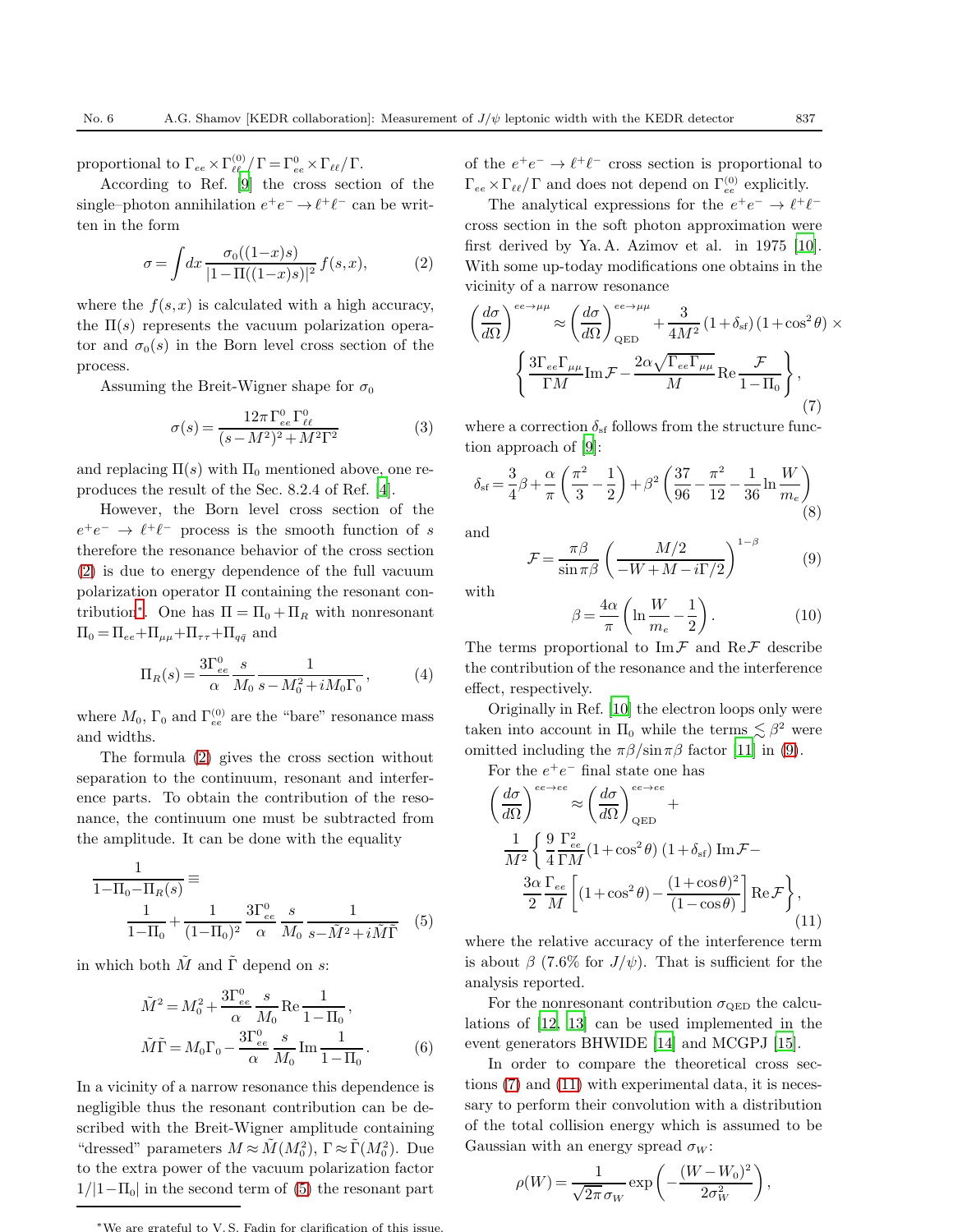proportional to $\Gamma_{ee}\times\Gamma^{(0)}_{\ell\ell}/\Gamma = \Gamma^0_{ee}\times\Gamma_{\ell\ell}/\Gamma$.

According to Ref. [9] the cross section of the single–photon annihilation $e^+e^-\to\ell^+\ell^-$ can be written in the form

$$\sigma = \int dx\,\frac{\sigma_0((1-x)s)}{|1-\Pi((1-x)s)|^2}\,f(s,x), \tag{2}$$

where the $f(s,x)$ is calculated with a high accuracy, the $\Pi(s)$ represents the vacuum polarization operator and $\sigma_0(s)$ in the Born level cross section of the process.

Assuming the Breit-Wigner shape for $\sigma_0$

$$\sigma(s) = \frac{12\pi\,\Gamma^0_{ee}\,\Gamma^0_{\ell\ell}}{(s-M^2)^2+M^2\Gamma^2} \tag{3}$$

and replacing $\Pi(s)$ with $\Pi_0$ mentioned above, one reproduces the result of the Sec. 8.2.4 of Ref. [4].

However, the Born level cross section of the $e^+e^-\to\ell^+\ell^-$ process is the smooth function of $s$ therefore the resonance behavior of the cross section (2) is due to energy dependence of the full vacuum polarization operator $\Pi$ containing the resonant contribution*. One has $\Pi = \Pi_0+\Pi_R$ with nonresonant $\Pi_0 = \Pi_{ee}+\Pi_{\mu\mu}+\Pi_{\tau\tau}+\Pi_{q\bar{q}}$ and

$$\Pi_R(s) = \frac{3\Gamma^0_{ee}}{\alpha}\,\frac{s}{M_0}\,\frac{1}{s-M_0^2+iM_0\Gamma_0}\,, \tag{4}$$

where $M_0$, $\Gamma_0$ and $\Gamma^{(0)}_{ee}$ are the "bare" resonance mass and widths.

The formula (2) gives the cross section without separation to the continuum, resonant and interference parts. To obtain the contribution of the resonance, the continuum one must be subtracted from the amplitude. It can be done with the equality

$$\frac{1}{1-\Pi_0-\Pi_R(s)} \equiv \frac{1}{1-\Pi_0}+\frac{1}{(1-\Pi_0)^2}\,\frac{3\Gamma^0_{ee}}{\alpha}\,\frac{s}{M_0}\,\frac{1}{s-\tilde{M}^2+i\tilde{M}\tilde{\Gamma}} \tag{5}$$

in which both $\tilde{M}$ and $\tilde{\Gamma}$ depend on $s$:

$$\tilde{M}^2 = M_0^2+\frac{3\Gamma^0_{ee}}{\alpha}\,\frac{s}{M_0}\,\mathrm{Re}\,\frac{1}{1-\Pi_0}\,,$$
$$\tilde{M}\tilde{\Gamma} = M_0\Gamma_0-\frac{3\Gamma^0_{ee}}{\alpha}\,\frac{s}{M_0}\,\mathrm{Im}\,\frac{1}{1-\Pi_0}\,. \tag{6}$$

In a vicinity of a narrow resonance this dependence is negligible thus the resonant contribution can be described with the Breit-Wigner amplitude containing "dressed" parameters $M\approx\tilde{M}(M_0^2)$, $\Gamma\approx\tilde{\Gamma}(M_0^2)$. Due to the extra power of the vacuum polarization factor $1/|1-\Pi_0|$ in the second term of (5) the resonant part of the $e^+e^-\to\ell^+\ell^-$ cross section is proportional to $\Gamma_{ee}\times\Gamma_{\ell\ell}/\Gamma$ and does not depend on $\Gamma^{(0)}_{ee}$ explicitly.

The analytical expressions for the $e^+e^-\to\ell^+\ell^-$ cross section in the soft photon approximation were first derived by Ya. A. Azimov et al. in 1975 [10]. With some up-today modifications one obtains in the vicinity of a narrow resonance

$$\left(\frac{d\sigma}{d\Omega}\right)^{ee\to\mu\mu} \approx \left(\frac{d\sigma}{d\Omega}\right)^{ee\to\mu\mu}_{\text{QED}} + \frac{3}{4M^2}\,(1+\delta_{\text{sf}})\,(1+\cos^2\theta)\,\times \left\{\frac{3\Gamma_{ee}\Gamma_{\mu\mu}}{\Gamma M}\,\mathrm{Im}\,\mathcal{F}-\frac{2\alpha\sqrt{\Gamma_{ee}\Gamma_{\mu\mu}}}{M}\,\mathrm{Re}\,\frac{\mathcal{F}}{1-\Pi_0}\right\}, \tag{7}$$

where a correction $\delta_{\text{sf}}$ follows from the structure function approach of [9]:

$$\delta_{\text{sf}} = \frac{3}{4}\beta+\frac{\alpha}{\pi}\left(\frac{\pi^2}{3}-\frac{1}{2}\right)+\beta^2\left(\frac{37}{96}-\frac{\pi^2}{12}-\frac{1}{36}\ln\frac{W}{m_e}\right) \tag{8}$$

and

$$\mathcal{F} = \frac{\pi\beta}{\sin\pi\beta}\left(\frac{M/2}{-W+M-i\Gamma/2}\right)^{1-\beta} \tag{9}$$

with

$$\beta = \frac{4\alpha}{\pi}\left(\ln\frac{W}{m_e}-\frac{1}{2}\right). \tag{10}$$

The terms proportional to $\mathrm{Im}\,\mathcal{F}$ and $\mathrm{Re}\,\mathcal{F}$ describe the contribution of the resonance and the interference effect, respectively.

Originally in Ref. [10] the electron loops only were taken into account in $\Pi_0$ while the terms $\lesssim\beta^2$ were omitted including the $\pi\beta/\sin\pi\beta$ factor [11] in (9).

For the $e^+e^-$ final state one has

$$\left(\frac{d\sigma}{d\Omega}\right)^{ee\to ee} \approx \left(\frac{d\sigma}{d\Omega}\right)^{ee\to ee}_{\text{QED}} + \frac{1}{M^2}\left\{\frac{9}{4}\,\frac{\Gamma_{ee}^2}{\Gamma M}(1+\cos^2\theta)\,(1+\delta_{\text{sf}})\,\mathrm{Im}\,\mathcal{F}-\frac{3\alpha}{2}\,\frac{\Gamma_{ee}}{M}\left[(1+\cos^2\theta)-\frac{(1+\cos\theta)^2}{(1-\cos\theta)}\right]\mathrm{Re}\,\mathcal{F}\right\}, \tag{11}$$

where the relative accuracy of the interference term is about $\beta$ (7.6% for $J/\psi$). That is sufficient for the analysis reported.

For the nonresonant contribution $\sigma_{\text{QED}}$ the calculations of [12, 13] can be used implemented in the event generators BHWIDE [14] and MCGPJ [15].

In order to compare the theoretical cross sections (7) and (11) with experimental data, it is necessary to perform their convolution with a distribution of the total collision energy which is assumed to be Gaussian with an energy spread $\sigma_W$:

$$\rho(W) = \frac{1}{\sqrt{2\pi}\,\sigma_W}\exp\left(-\frac{(W-W_0)^2}{2\sigma_W^2}\right),$$

*We are grateful to V. S. Fadin for clarification of this issue.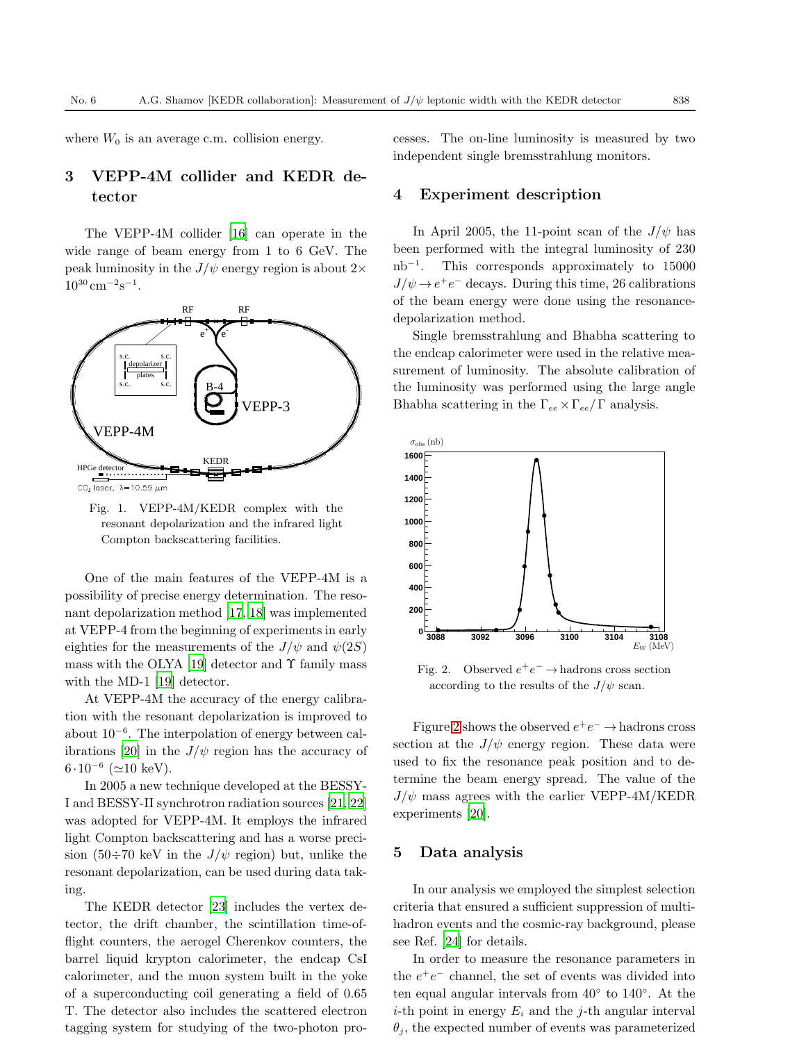where $W_0$ is an average c.m. collision energy.

## 3 VEPP-4M collider and KEDR detector

The VEPP-4M collider [16] can operate in the wide range of beam energy from 1 to 6 GeV. The peak luminosity in the $J/\psi$ energy region is about $2\times 10^{30}\,\mathrm{cm}^{-2}\mathrm{s}^{-1}$.

RF
RF
$e^+$
$e^-$
s.c.
s.c.
depolarizer
plates
s.c.
s.c.
B-4
VEPP-3
VEPP-4M
KEDR
HPGe detector
$CO_2$ laser, $\lambda$=10.59 $\mu$m

Fig. 1. VEPP-4M/KEDR complex with the resonant depolarization and the infrared light Compton backscattering facilities.

One of the main features of the VEPP-4M is a possibility of precise energy determination. The resonant depolarization method [17, 18] was implemented at VEPP-4 from the beginning of experiments in early eighties for the measurements of the $J/\psi$ and $\psi(2S)$ mass with the OLYA [19] detector and $\Upsilon$ family mass with the MD-1 [19] detector.

At VEPP-4M the accuracy of the energy calibration with the resonant depolarization is improved to about $10^{-6}$. The interpolation of energy between calibrations [20] in the $J/\psi$ region has the accuracy of $6\cdot 10^{-6}$ ($\simeq$10 keV).

In 2005 a new technique developed at the BESSY-I and BESSY-II synchrotron radiation sources [21, 22] was adopted for VEPP-4M. It employs the infrared light Compton backscattering and has a worse precision (50÷70 keV in the $J/\psi$ region) but, unlike the resonant depolarization, can be used during data taking.

The KEDR detector [23] includes the vertex detector, the drift chamber, the scintillation time-of-flight counters, the aerogel Cherenkov counters, the barrel liquid krypton calorimeter, the endcap CsI calorimeter, and the muon system built in the yoke of a superconducting coil generating a field of 0.65 T. The detector also includes the scattered electron tagging system for studying of the two-photon processes. The on-line luminosity is measured by two independent single bremsstrahlung monitors.

## 4 Experiment description

In April 2005, the 11-point scan of the $J/\psi$ has been performed with the integral luminosity of 230 $\mathrm{nb}^{-1}$. This corresponds approximately to 15000 $J/\psi\to e^+e^-$ decays. During this time, 26 calibrations of the beam energy were done using the resonance-depolarization method.

Single bremsstrahlung and Bhabha scattering to the endcap calorimeter were used in the relative measurement of luminosity. The absolute calibration of the luminosity was performed using the large angle Bhabha scattering in the $\Gamma_{ee}\times\Gamma_{ee}/\Gamma$ analysis.

$\sigma_{\rm obs}$ (nb)
1600
1400
1200
1000
800
600
400
200
0
3088
3092
3096
3100
3104
3108
$E_W$ (MeV)

Fig. 2. Observed $e^+e^-\to$hadrons cross section according to the results of the $J/\psi$ scan.

Figure 2 shows the observed $e^+e^-\to$hadrons cross section at the $J/\psi$ energy region. These data were used to fix the resonance peak position and to determine the beam energy spread. The value of the $J/\psi$ mass agrees with the earlier VEPP-4M/KEDR experiments [20].

## 5 Data analysis

In our analysis we employed the simplest selection criteria that ensured a sufficient suppression of multihadron events and the cosmic-ray background, please see Ref. [24] for details.

In order to measure the resonance parameters in the $e^+e^-$ channel, the set of events was divided into ten equal angular intervals from 40° to 140°. At the $i$-th point in energy $E_i$ and the $j$-th angular interval $\theta_j$, the expected number of events was parameterized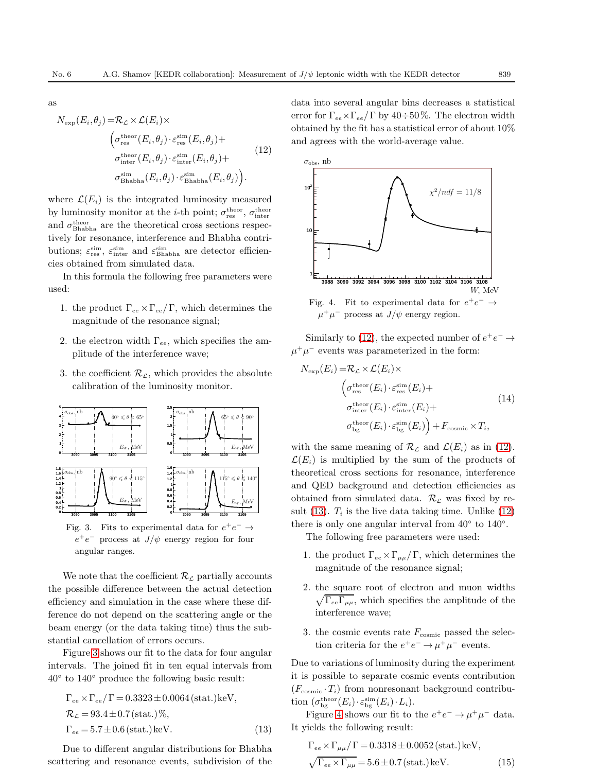as

$$
\begin{aligned}
N_{\rm exp}(E_i,\theta_j) =& \mathcal{R}_{\mathcal{L}} \times \mathcal{L}(E_i)\times \\
& \Big(\sigma^{\rm theor}_{\rm res}(E_i,\theta_j)\cdot\varepsilon^{\rm sim}_{\rm res}(E_i,\theta_j)+ \\
& \sigma^{\rm theor}_{\rm inter}(E_i,\theta_j)\cdot\varepsilon^{\rm sim}_{\rm inter}(E_i,\theta_j)+ \\
& \sigma^{\rm sim}_{\rm Bhabha}(E_i,\theta_j)\cdot\varepsilon^{\rm sim}_{\rm Bhabha}(E_i,\theta_j)\Big).
\end{aligned}
\tag{12}
$$

where $\mathcal{L}(E_i)$ is the integrated luminosity measured by luminosity monitor at the $i$-th point; $\sigma^{\rm theor}_{\rm res}$, $\sigma^{\rm theor}_{\rm inter}$ and $\sigma^{\rm theor}_{\rm Bhabha}$ are the theoretical cross sections respectively for resonance, interference and Bhabha contributions; $\varepsilon^{\rm sim}_{\rm res}$, $\varepsilon^{\rm sim}_{\rm inter}$ and $\varepsilon^{\rm sim}_{\rm Bhabha}$ are detector efficiencies obtained from simulated data.

In this formula the following free parameters were used:

1. the product $\Gamma_{ee}\times\Gamma_{ee}/\Gamma$, which determines the magnitude of the resonance signal;
2. the electron width $\Gamma_{ee}$, which specifies the amplitude of the interference wave;
3. the coefficient $\mathcal{R}_{\mathcal{L}}$, which provides the absolute calibration of the luminosity monitor.

$\sigma_{\rm obs}$, nb
$40^\circ \leqslant \theta \leqslant 65^\circ$
$65^\circ \leqslant \theta \leqslant 90^\circ$
$90^\circ \leqslant \theta \leqslant 115^\circ$
$115^\circ \leqslant \theta \leqslant 140^\circ$
$E_W$, MeV

Fig. 3. Fits to experimental data for $e^+e^- \to e^+e^-$ process at $J/\psi$ energy region for four angular ranges.

We note that the coefficient $\mathcal{R}_{\mathcal{L}}$ partially accounts the possible difference between the actual detection efficiency and simulation in the case where these difference do not depend on the scattering angle or the beam energy (or the data taking time) thus the substantial cancellation of errors occurs.

Figure 3 shows our fit to the data for four angular intervals. The joined fit in ten equal intervals from 40° to 140° produce the following basic result:

$$
\begin{aligned}
&\Gamma_{ee}\times\Gamma_{ee}/\Gamma = 0.3323\pm0.0064\,(\text{stat.})\text{keV}, \\
&\mathcal{R}_{\mathcal{L}} = 93.4\pm0.7\,(\text{stat.})\%, \\
&\Gamma_{ee} = 5.7\pm0.6\,(\text{stat.})\text{keV}.
\end{aligned}
\tag{13}
$$

Due to different angular distributions for Bhabha scattering and resonance events, subdivision of the data into several angular bins decreases a statistical error for $\Gamma_{ee}\times\Gamma_{ee}/\Gamma$ by 40÷50%. The electron width obtained by the fit has a statistical error of about 10% and agrees with the world-average value.

$\sigma_{\rm obs}$, nb
$\chi^2/ndf = 11/8$
$W$, MeV

Fig. 4. Fit to experimental data for $e^+e^- \to \mu^+\mu^-$ process at $J/\psi$ energy region.

Similarly to (12), the expected number of $e^+e^- \to \mu^+\mu^-$ events was parameterized in the form:

$$
\begin{aligned}
N_{\rm exp}(E_i) =& \mathcal{R}_{\mathcal{L}} \times \mathcal{L}(E_i)\times \\
& \Big(\sigma^{\rm theor}_{\rm res}(E_i)\cdot\varepsilon^{\rm sim}_{\rm res}(E_i)+ \\
& \sigma^{\rm theor}_{\rm inter}(E_i)\cdot\varepsilon^{\rm sim}_{\rm inter}(E_i)+ \\
& \sigma^{\rm theor}_{\rm bg}(E_i)\cdot\varepsilon^{\rm sim}_{\rm bg}(E_i)\Big) + F_{\rm cosmic}\times T_i,
\end{aligned}
\tag{14}
$$

with the same meaning of $\mathcal{R}_{\mathcal{L}}$ and $\mathcal{L}(E_i)$ as in (12). $\mathcal{L}(E_i)$ is multiplied by the sum of the products of theoretical cross sections for resonance, interference and QED background and detection efficiencies as obtained from simulated data. $\mathcal{R}_{\mathcal{L}}$ was fixed by result (13). $T_i$ is the live data taking time. Unlike (12) there is only one angular interval from 40° to 140°.

The following free parameters were used:

1. the product $\Gamma_{ee}\times\Gamma_{\mu\mu}/\Gamma$, which determines the magnitude of the resonance signal;
2. the square root of electron and muon widths $\sqrt{\Gamma_{ee}\Gamma_{\mu\mu}}$, which specifies the amplitude of the interference wave;
3. the cosmic events rate $F_{\rm cosmic}$ passed the selection criteria for the $e^+e^- \to \mu^+\mu^-$ events.

Due to variations of luminosity during the experiment it is possible to separate cosmic events contribution ($F_{\rm cosmic}\cdot T_i$) from nonresonant background contribution ($\sigma^{\rm theor}_{\rm bg}(E_i)\cdot\varepsilon^{\rm sim}_{\rm bg}(E_i)\cdot L_i$).

Figure 4 shows our fit to the $e^+e^- \to \mu^+\mu^-$ data. It yields the following result:

$$
\begin{aligned}
&\Gamma_{ee}\times\Gamma_{\mu\mu}/\Gamma = 0.3318\pm0.0052\,(\text{stat.})\text{keV}, \\
&\sqrt{\Gamma_{ee}\times\Gamma_{\mu\mu}} = 5.6\pm0.7\,(\text{stat.})\text{keV}.
\end{aligned}
\tag{15}
$$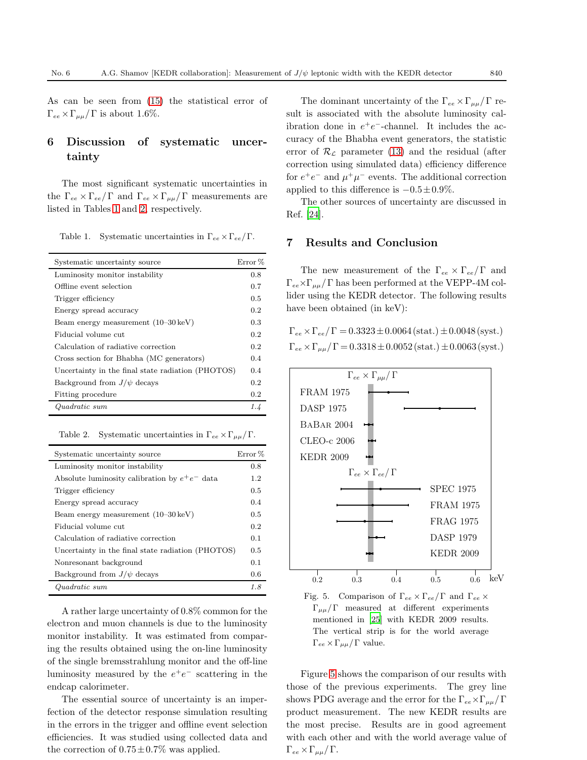As can be seen from (15) the statistical error of $\Gamma_{ee} \times \Gamma_{\mu\mu}/\Gamma$ is about 1.6%.

## 6 Discussion of systematic uncertainty

The most significant systematic uncertainties in the $\Gamma_{ee} \times \Gamma_{ee}/\Gamma$ and $\Gamma_{ee} \times \Gamma_{\mu\mu}/\Gamma$ measurements are listed in Tables 1 and 2, respectively.

Table 1. Systematic uncertainties in $\Gamma_{ee} \times \Gamma_{ee}/\Gamma$.

| Systematic uncertainty source | Error % |
|---|---|
| Luminosity monitor instability | 0.8 |
| Offline event selection | 0.7 |
| Trigger efficiency | 0.5 |
| Energy spread accuracy | 0.2 |
| Beam energy measurement (10–30 keV) | 0.3 |
| Fiducial volume cut | 0.2 |
| Calculation of radiative correction | 0.2 |
| Cross section for Bhabha (MC generators) | 0.4 |
| Uncertainty in the final state radiation (PHOTOS) | 0.4 |
| Background from $J/\psi$ decays | 0.2 |
| Fitting procedure | 0.2 |
| *Quadratic sum* | *1.4* |

Table 2. Systematic uncertainties in $\Gamma_{ee} \times \Gamma_{\mu\mu}/\Gamma$.

| Systematic uncertainty source | Error % |
|---|---|
| Luminosity monitor instability | 0.8 |
| Absolute luminosity calibration by $e^+e^-$ data | 1.2 |
| Trigger efficiency | 0.5 |
| Energy spread accuracy | 0.4 |
| Beam energy measurement (10–30 keV) | 0.5 |
| Fiducial volume cut | 0.2 |
| Calculation of radiative correction | 0.1 |
| Uncertainty in the final state radiation (PHOTOS) | 0.5 |
| Nonresonant background | 0.1 |
| Background from $J/\psi$ decays | 0.6 |
| *Quadratic sum* | *1.8* |

A rather large uncertainty of 0.8% common for the electron and muon channels is due to the luminosity monitor instability. It was estimated from comparing the results obtained using the on-line luminosity of the single bremsstrahlung monitor and the off-line luminosity measured by the $e^+e^-$ scattering in the endcap calorimeter.

The essential source of uncertainty is an imperfection of the detector response simulation resulting in the errors in the trigger and offline event selection efficiencies. It was studied using collected data and the correction of $0.75 \pm 0.7$% was applied.

The dominant uncertainty of the $\Gamma_{ee} \times \Gamma_{\mu\mu}/\Gamma$ result is associated with the absolute luminosity calibration done in $e^+e^-$-channel. It includes the accuracy of the Bhabha event generators, the statistic error of $\mathcal{R}_{\mathcal{L}}$ parameter (13) and the residual (after correction using simulated data) efficiency difference for $e^+e^-$ and $\mu^+\mu^-$ events. The additional correction applied to this difference is $-0.5 \pm 0.9$%.

The other sources of uncertainty are discussed in Ref. [24].

## 7 Results and Conclusion

The new measurement of the $\Gamma_{ee} \times \Gamma_{ee}/\Gamma$ and $\Gamma_{ee} \times \Gamma_{\mu\mu}/\Gamma$ has been performed at the VEPP-4M collider using the KEDR detector. The following results have been obtained (in keV):

$$\Gamma_{ee} \times \Gamma_{ee}/\Gamma = 0.3323 \pm 0.0064\,(\text{stat.}) \pm 0.0048\,(\text{syst.})$$
$$\Gamma_{ee} \times \Gamma_{\mu\mu}/\Gamma = 0.3318 \pm 0.0052\,(\text{stat.}) \pm 0.0063\,(\text{syst.})$$

$\Gamma_{ee} \times \Gamma_{\mu\mu}/\Gamma$
FRAM 1975
DASP 1975
BABAR 2004
CLEO-c 2006
KEDR 2009
$\Gamma_{ee} \times \Gamma_{ee}/\Gamma$
SPEC 1975
FRAM 1975
FRAG 1975
DASP 1979
KEDR 2009
0.2 0.3 0.4 0.5 0.6 keV

Fig. 5. Comparison of $\Gamma_{ee} \times \Gamma_{ee}/\Gamma$ and $\Gamma_{ee} \times \Gamma_{\mu\mu}/\Gamma$ measured at different experiments mentioned in [25] with KEDR 2009 results. The vertical strip is for the world average $\Gamma_{ee} \times \Gamma_{\mu\mu}/\Gamma$ value.

Figure 5 shows the comparison of our results with those of the previous experiments. The grey line shows PDG average and the error for the $\Gamma_{ee} \times \Gamma_{\mu\mu}/\Gamma$ product measurement. The new KEDR results are the most precise. Results are in good agreement with each other and with the world average value of $\Gamma_{ee} \times \Gamma_{\mu\mu}/\Gamma$.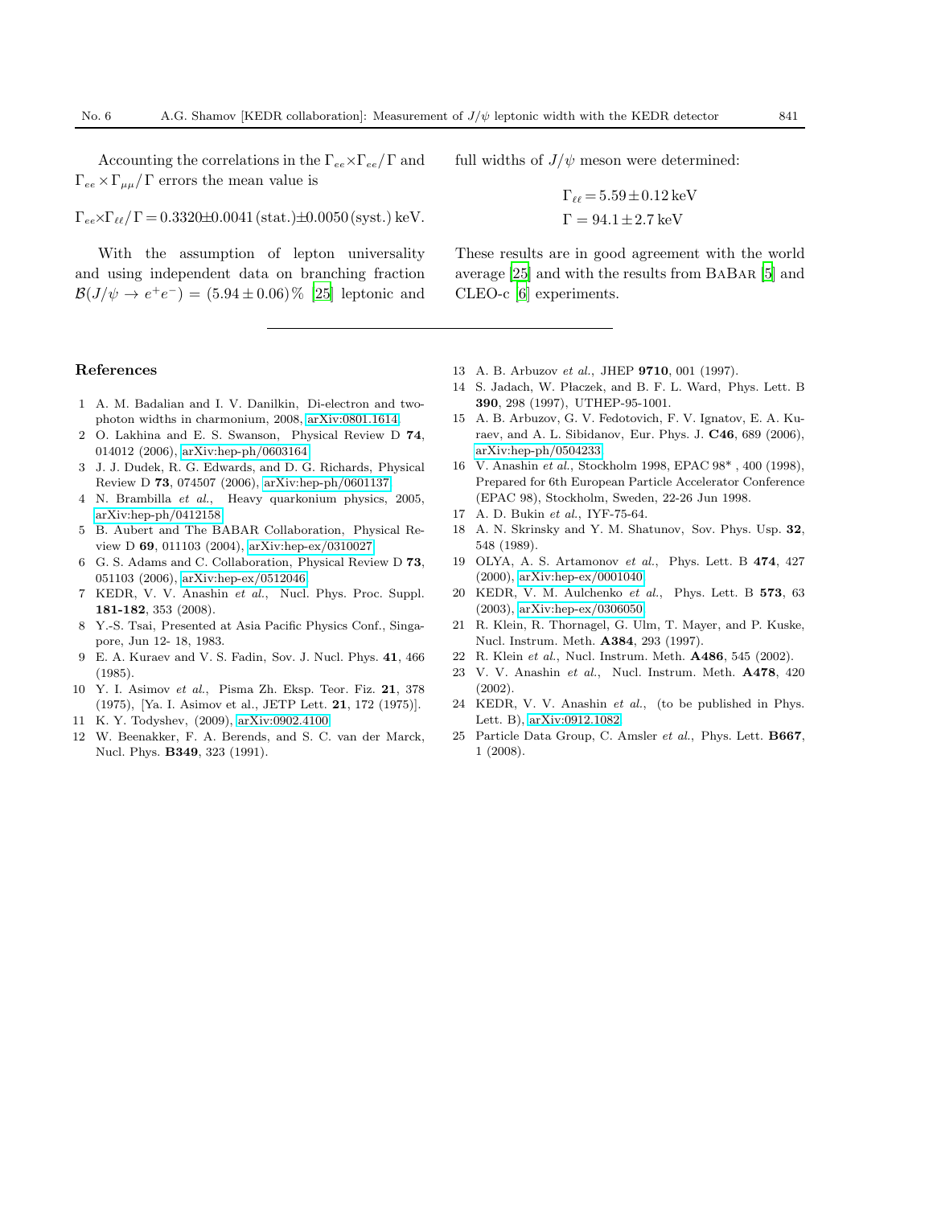Accounting the correlations in the $\Gamma_{ee}\times\Gamma_{ee}/\Gamma$ and $\Gamma_{ee}\times\Gamma_{\mu\mu}/\Gamma$ errors the mean value is

$$\Gamma_{ee}\times\Gamma_{\ell\ell}/\Gamma = 0.3320 \pm 0.0041\,(\text{stat.}) \pm 0.0050\,(\text{syst.})\,\text{keV}.$$

With the assumption of lepton universality and using independent data on branching fraction $\mathcal{B}(J/\psi \to e^+e^-) = (5.94 \pm 0.06)\,\%$ [25] leptonic and full widths of $J/\psi$ meson were determined:

$$\Gamma_{\ell\ell} = 5.59 \pm 0.12\,\text{keV}$$
$$\Gamma = 94.1 \pm 2.7\,\text{keV}$$

These results are in good agreement with the world average [25] and with the results from BaBar [5] and CLEO-c [6] experiments.

## References

1. A. M. Badalian and I. V. Danilkin, Di-electron and two-photon widths in charmonium, 2008, arXiv:0801.1614.
2. O. Lakhina and E. S. Swanson, Physical Review D **74**, 014012 (2006), arXiv:hep-ph/0603164.
3. J. J. Dudek, R. G. Edwards, and D. G. Richards, Physical Review D **73**, 074507 (2006), arXiv:hep-ph/0601137.
4. N. Brambilla *et al.*, Heavy quarkonium physics, 2005, arXiv:hep-ph/0412158.
5. B. Aubert and The BABAR Collaboration, Physical Review D **69**, 011103 (2004), arXiv:hep-ex/0310027.
6. G. S. Adams and C. Collaboration, Physical Review D **73**, 051103 (2006), arXiv:hep-ex/0512046.
7. KEDR, V. V. Anashin *et al.*, Nucl. Phys. Proc. Suppl. **181-182**, 353 (2008).
8. Y.-S. Tsai, Presented at Asia Pacific Physics Conf., Singapore, Jun 12- 18, 1983.
9. E. A. Kuraev and V. S. Fadin, Sov. J. Nucl. Phys. **41**, 466 (1985).
10. Y. I. Asimov *et al.*, Pisma Zh. Eksp. Teor. Fiz. **21**, 378 (1975), [Ya. I. Asimov et al., JETP Lett. **21**, 172 (1975)].
11. K. Y. Todyshev, (2009), arXiv:0902.4100.
12. W. Beenakker, F. A. Berends, and S. C. van der Marck, Nucl. Phys. **B349**, 323 (1991).
13. A. B. Arbuzov *et al.*, JHEP **9710**, 001 (1997).
14. S. Jadach, W. Płaczek, and B. F. L. Ward, Phys. Lett. B **390**, 298 (1997), UTHEP-95-1001.
15. A. B. Arbuzov, G. V. Fedotovich, F. V. Ignatov, E. A. Kuraev, and A. L. Sibidanov, Eur. Phys. J. **C46**, 689 (2006), arXiv:hep-ph/0504233.
16. V. Anashin *et al.*, Stockholm 1998, EPAC 98\* , 400 (1998), Prepared for 6th European Particle Accelerator Conference (EPAC 98), Stockholm, Sweden, 22-26 Jun 1998.
17. A. D. Bukin *et al.*, IYF-75-64.
18. A. N. Skrinsky and Y. M. Shatunov, Sov. Phys. Usp. **32**, 548 (1989).
19. OLYA, A. S. Artamonov *et al.*, Phys. Lett. B **474**, 427 (2000), arXiv:hep-ex/0001040.
20. KEDR, V. M. Aulchenko *et al.*, Phys. Lett. B **573**, 63 (2003), arXiv:hep-ex/0306050.
21. R. Klein, R. Thornagel, G. Ulm, T. Mayer, and P. Kuske, Nucl. Instrum. Meth. **A384**, 293 (1997).
22. R. Klein *et al.*, Nucl. Instrum. Meth. **A486**, 545 (2002).
23. V. V. Anashin *et al.*, Nucl. Instrum. Meth. **A478**, 420 (2002).
24. KEDR, V. V. Anashin *et al.*, (to be published in Phys. Lett. B), arXiv:0912.1082.
25. Particle Data Group, C. Amsler *et al.*, Phys. Lett. **B667**, 1 (2008).